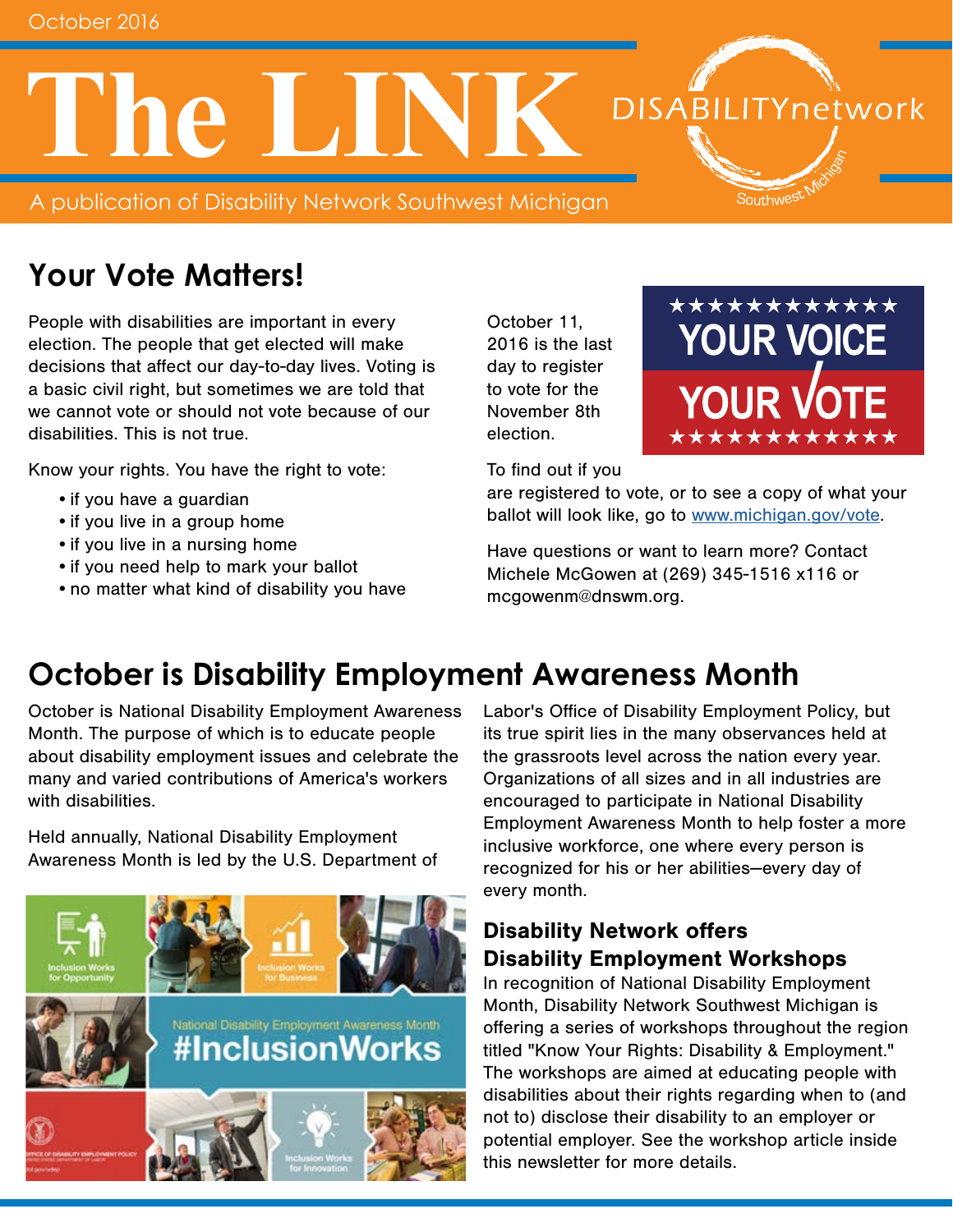October 2016

# The LINK

A publication of Disability Network Southwest Michigan

## Your Vote Matters!

People with disabilities are important in every election. The people that get elected will make decisions that affect our day-to-day lives. Voting is a basic civil right, but sometimes we are told that we cannot vote or should not vote because of our disabilities. This is not true.

Know your rights. You have the right to vote:

- if you have a guardian
- if you live in a group home
- if you live in a nursing home
- if you need help to mark your ballot
- no matter what kind of disability you have

October 11, 2016 is the last day to register to vote for the November 8th election.

To find out if you are registered to vote, or to see a copy of what your ballot will look like, go to www.michigan.gov/vote.

Have questions or want to learn more? Contact Michele McGowen at (269) 345-1516 x116 or mcgowenm@dnswm.org.

## October is Disability Employment Awareness Month

October is National Disability Employment Awareness Month. The purpose of which is to educate people about disability employment issues and celebrate the many and varied contributions of America's workers with disabilities.

Held annually, National Disability Employment Awareness Month is led by the U.S. Department of Labor's Office of Disability Employment Policy, but its true spirit lies in the many observances held at the grassroots level across the nation every year. Organizations of all sizes and in all industries are encouraged to participate in National Disability Employment Awareness Month to help foster a more inclusive workforce, one where every person is recognized for his or her abilities—every day of every month.

### Disability Network offers Disability Employment Workshops

In recognition of National Disability Employment Month, Disability Network Southwest Michigan is offering a series of workshops throughout the region titled "Know Your Rights: Disability & Employment." The workshops are aimed at educating people with disabilities about their rights regarding when to (and not to) disclose their disability to an employer or potential employer. See the workshop article inside this newsletter for more details.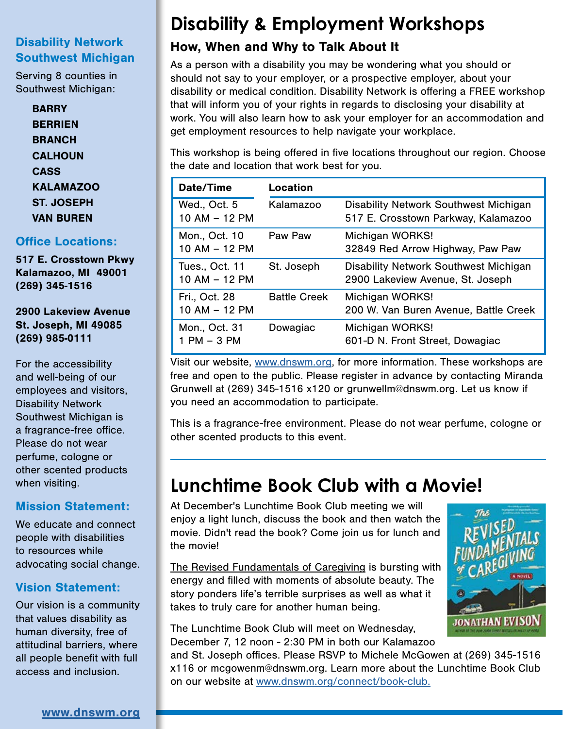## Disability Network Southwest Michigan

Serving 8 counties in Southwest Michigan:

- **BARRY**
- **BERRIEN**
- **BRANCH**
- **CALHOUN**
- **CASS**
- **KALAMAZOO**
- **ST. JOSEPH**
- **VAN BUREN**

## Office Locations:

**517 E. Crosstown Pkwy**
**Kalamazoo, MI 49001**
**(269) 345-1516**

**2900 Lakeview Avenue**
**St. Joseph, MI 49085**
**(269) 985-0111**

For the accessibility and well-being of our employees and visitors, Disability Network Southwest Michigan is a fragrance-free office. Please do not wear perfume, cologne or other scented products when visiting.

## Mission Statement:

We educate and connect people with disabilities to resources while advocating social change.

## Vision Statement:

Our vision is a community that values disability as human diversity, free of attitudinal barriers, where all people benefit with full access and inclusion.

www.dnswm.org

# Disability & Employment Workshops

### How, When and Why to Talk About It

As a person with a disability you may be wondering what you should or should not say to your employer, or a prospective employer, about your disability or medical condition. Disability Network is offering a FREE workshop that will inform you of your rights in regards to disclosing your disability at work. You will also learn how to ask your employer for an accommodation and get employment resources to help navigate your workplace.

This workshop is being offered in five locations throughout our region. Choose the date and location that work best for you.

| Date/Time | Location | |
|---|---|---|
| Wed., Oct. 5<br>10 AM – 12 PM | Kalamazoo | Disability Network Southwest Michigan<br>517 E. Crosstown Parkway, Kalamazoo |
| Mon., Oct. 10<br>10 AM – 12 PM | Paw Paw | Michigan WORKS!<br>32849 Red Arrow Highway, Paw Paw |
| Tues., Oct. 11<br>10 AM – 12 PM | St. Joseph | Disability Network Southwest Michigan<br>2900 Lakeview Avenue, St. Joseph |
| Fri., Oct. 28<br>10 AM – 12 PM | Battle Creek | Michigan WORKS!<br>200 W. Van Buren Avenue, Battle Creek |
| Mon., Oct. 31<br>1 PM – 3 PM | Dowagiac | Michigan WORKS!<br>601-D N. Front Street, Dowagiac |

Visit our website, www.dnswm.org, for more information. These workshops are free and open to the public. Please register in advance by contacting Miranda Grunwell at (269) 345-1516 x120 or grunwellm@dnswm.org. Let us know if you need an accommodation to participate.

This is a fragrance-free environment. Please do not wear perfume, cologne or other scented products to this event.

# Lunchtime Book Club with a Movie!

At December's Lunchtime Book Club meeting we will enjoy a light lunch, discuss the book and then watch the movie. Didn't read the book? Come join us for lunch and the movie!

The Revised Fundamentals of Caregiving is bursting with energy and filled with moments of absolute beauty. The story ponders life's terrible surprises as well as what it takes to truly care for another human being.

The Lunchtime Book Club will meet on Wednesday, December 7, 12 noon - 2:30 PM in both our Kalamazoo and St. Joseph offices. Please RSVP to Michele McGowen at (269) 345-1516 x116 or mcgowenm@dnswm.org. Learn more about the Lunchtime Book Club on our website at www.dnswm.org/connect/book-club.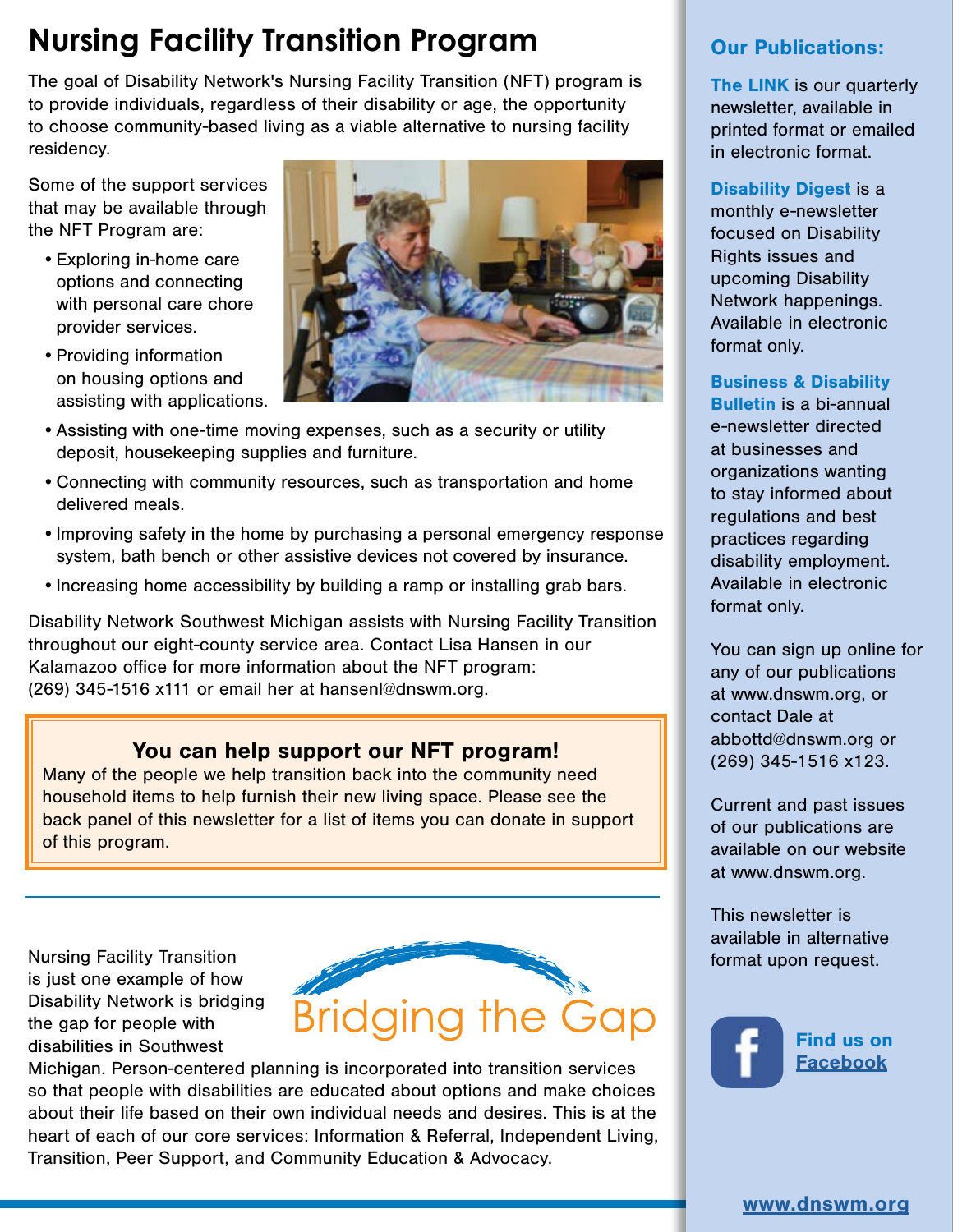# Nursing Facility Transition Program

The goal of Disability Network's Nursing Facility Transition (NFT) program is to provide individuals, regardless of their disability or age, the opportunity to choose community-based living as a viable alternative to nursing facility residency.

Some of the support services that may be available through the NFT Program are:

- Exploring in-home care options and connecting with personal care chore provider services.
- Providing information on housing options and assisting with applications.
- Assisting with one-time moving expenses, such as a security or utility deposit, housekeeping supplies and furniture.
- Connecting with community resources, such as transportation and home delivered meals.
- Improving safety in the home by purchasing a personal emergency response system, bath bench or other assistive devices not covered by insurance.
- Increasing home accessibility by building a ramp or installing grab bars.

Disability Network Southwest Michigan assists with Nursing Facility Transition throughout our eight-county service area. Contact Lisa Hansen in our Kalamazoo office for more information about the NFT program: (269) 345-1516 x111 or email her at hansenl@dnswm.org.

**You can help support our NFT program!**

Many of the people we help transition back into the community need household items to help furnish their new living space. Please see the back panel of this newsletter for a list of items you can donate in support of this program.

---

Bridging the Gap

Nursing Facility Transition is just one example of how Disability Network is bridging the gap for people with disabilities in Southwest Michigan. Person-centered planning is incorporated into transition services so that people with disabilities are educated about options and make choices about their life based on their own individual needs and desires. This is at the heart of each of our core services: Information & Referral, Independent Living, Transition, Peer Support, and Community Education & Advocacy.

## Our Publications:

**The LINK** is our quarterly newsletter, available in printed format or emailed in electronic format.

**Disability Digest** is a monthly e-newsletter focused on Disability Rights issues and upcoming Disability Network happenings. Available in electronic format only.

**Business & Disability Bulletin** is a bi-annual e-newsletter directed at businesses and organizations wanting to stay informed about regulations and best practices regarding disability employment. Available in electronic format only.

You can sign up online for any of our publications at www.dnswm.org, or contact Dale at abbottd@dnswm.org or (269) 345-1516 x123.

Current and past issues of our publications are available on our website at www.dnswm.org.

This newsletter is available in alternative format upon request.

**Find us on Facebook**

www.dnswm.org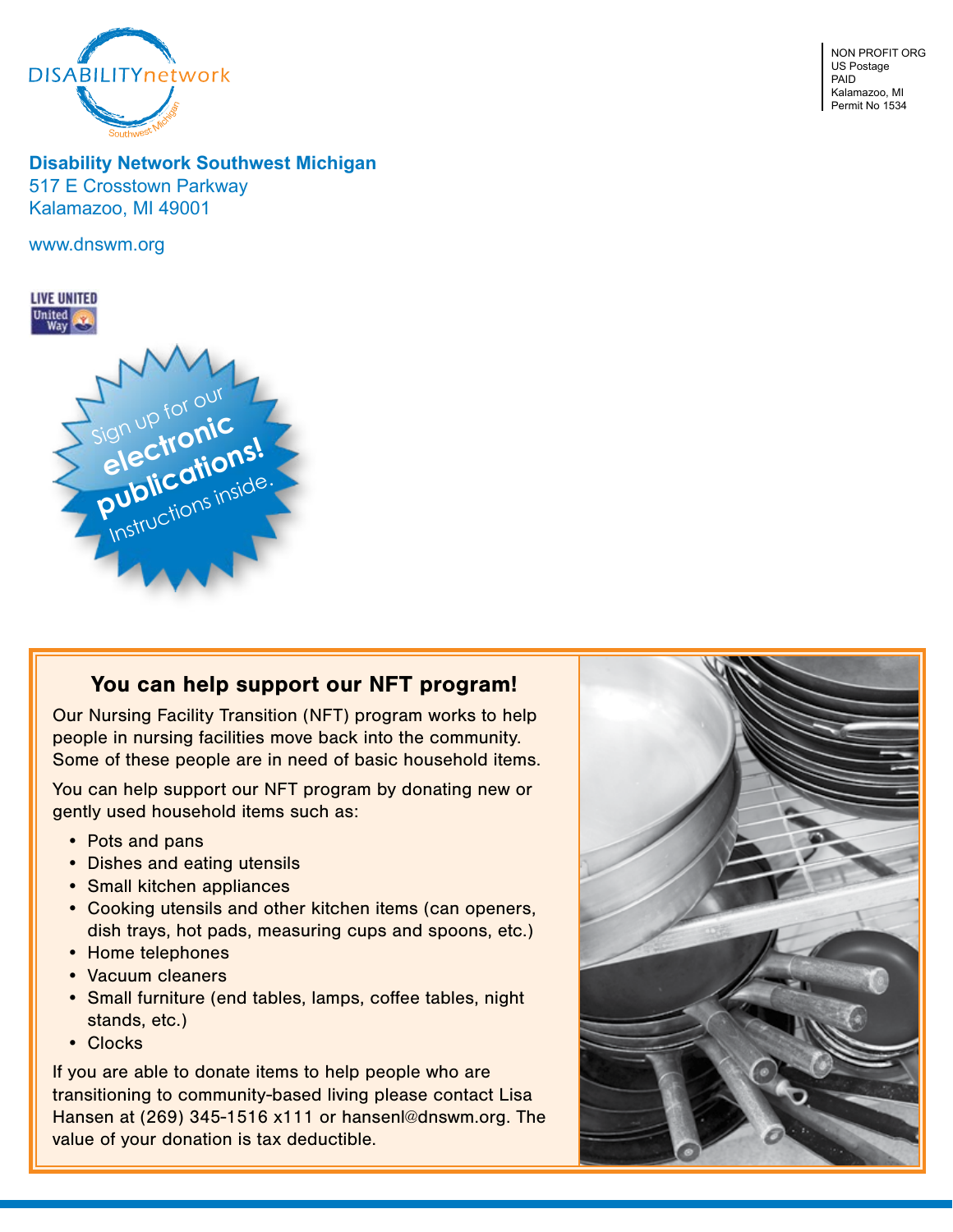DISABILITYnetwork Southwest Michigan

**Disability Network Southwest Michigan**
517 E Crosstown Parkway
Kalamazoo, MI 49001

www.dnswm.org

NON PROFIT ORG
US Postage
PAID
Kalamazoo, MI
Permit No 1534

LIVE UNITED
United Way

Sign up for our **electronic publications!** Instructions inside.

## You can help support our NFT program!

Our Nursing Facility Transition (NFT) program works to help people in nursing facilities move back into the community. Some of these people are in need of basic household items.

You can help support our NFT program by donating new or gently used household items such as:

- Pots and pans
- Dishes and eating utensils
- Small kitchen appliances
- Cooking utensils and other kitchen items (can openers, dish trays, hot pads, measuring cups and spoons, etc.)
- Home telephones
- Vacuum cleaners
- Small furniture (end tables, lamps, coffee tables, night stands, etc.)
- Clocks

If you are able to donate items to help people who are transitioning to community-based living please contact Lisa Hansen at (269) 345-1516 x111 or hansenl@dnswm.org. The value of your donation is tax deductible.